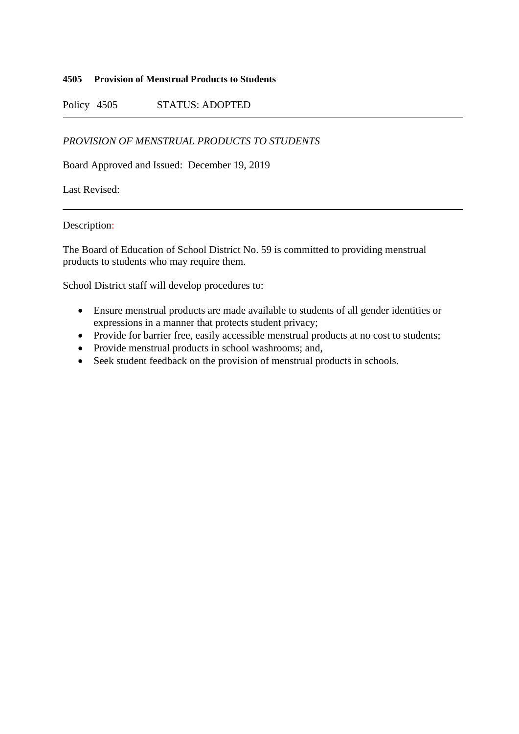**4505 Provision of Menstrual Products to Students**

Policy 4505 STATUS: ADOPTED

---

*PROVISION OF MENSTRUAL PRODUCTS TO STUDENTS*

Board Approved and Issued: December 19, 2019

Last Revised:

---

Description:

The Board of Education of School District No. 59 is committed to providing menstrual products to students who may require them.

School District staff will develop procedures to:

- Ensure menstrual products are made available to students of all gender identities or expressions in a manner that protects student privacy;
- Provide for barrier free, easily accessible menstrual products at no cost to students;
- Provide menstrual products in school washrooms; and,
- Seek student feedback on the provision of menstrual products in schools.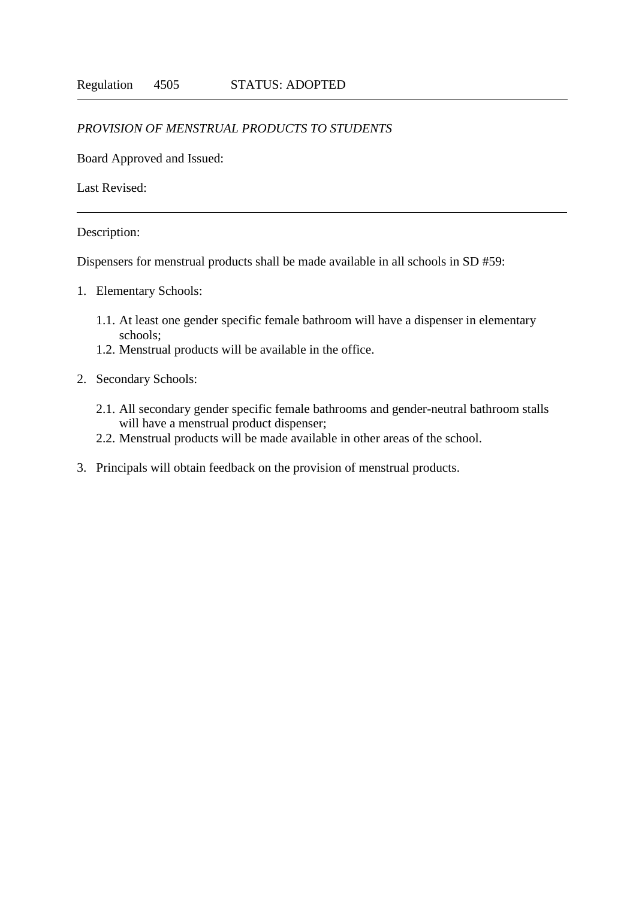Regulation 4505 STATUS: ADOPTED

---

*PROVISION OF MENSTRUAL PRODUCTS TO STUDENTS*

Board Approved and Issued:

Last Revised:

---

Description:

Dispensers for menstrual products shall be made available in all schools in SD #59:

1. Elementary Schools:

   1.1. At least one gender specific female bathroom will have a dispenser in elementary schools;
   
   1.2. Menstrual products will be available in the office.

2. Secondary Schools:

   2.1. All secondary gender specific female bathrooms and gender-neutral bathroom stalls will have a menstrual product dispenser;
   
   2.2. Menstrual products will be made available in other areas of the school.

3. Principals will obtain feedback on the provision of menstrual products.